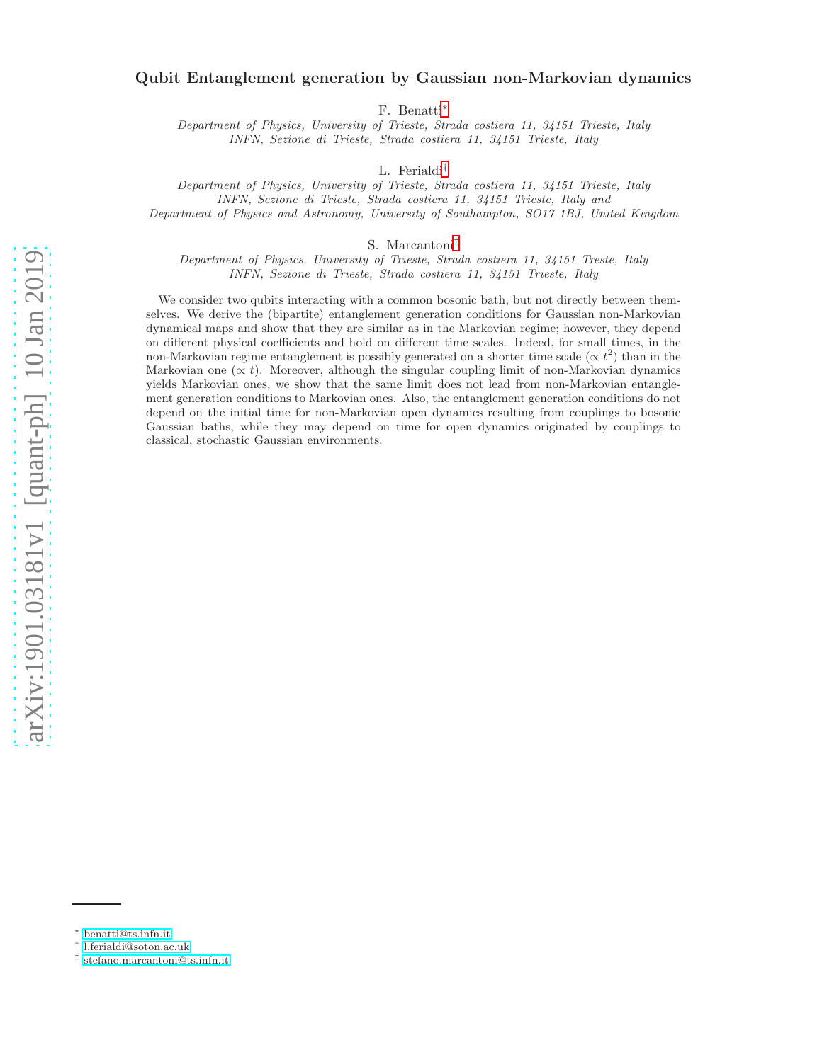# Qubit Entanglement generation by Gaussian non-Markovian dynamics

F. Benatti[*]

*Department of Physics, University of Trieste, Strada costiera 11, 34151 Trieste, Italy*
*INFN, Sezione di Trieste, Strada costiera 11, 34151 Trieste, Italy*

L. Ferialdi[†]

*Department of Physics, University of Trieste, Strada costiera 11, 34151 Trieste, Italy*
*INFN, Sezione di Trieste, Strada costiera 11, 34151 Trieste, Italy and*
*Department of Physics and Astronomy, University of Southampton, SO17 1BJ, United Kingdom*

S. Marcantoni[‡]

*Department of Physics, University of Trieste, Strada costiera 11, 34151 Treste, Italy*
*INFN, Sezione di Trieste, Strada costiera 11, 34151 Trieste, Italy*

We consider two qubits interacting with a common bosonic bath, but not directly between themselves. We derive the (bipartite) entanglement generation conditions for Gaussian non-Markovian dynamical maps and show that they are similar as in the Markovian regime; however, they depend on different physical coefficients and hold on different time scales. Indeed, for small times, in the non-Markovian regime entanglement is possibly generated on a shorter time scale ($\propto t^2$) than in the Markovian one ($\propto t$). Moreover, although the singular coupling limit of non-Markovian dynamics yields Markovian ones, we show that the same limit does not lead from non-Markovian entanglement generation conditions to Markovian ones. Also, the entanglement generation conditions do not depend on the initial time for non-Markovian open dynamics resulting from couplings to bosonic Gaussian baths, while they may depend on time for open dynamics originated by couplings to classical, stochastic Gaussian environments.

[*] benatti@ts.infn.it
[†] l.ferialdi@soton.ac.uk
[‡] stefano.marcantoni@ts.infn.it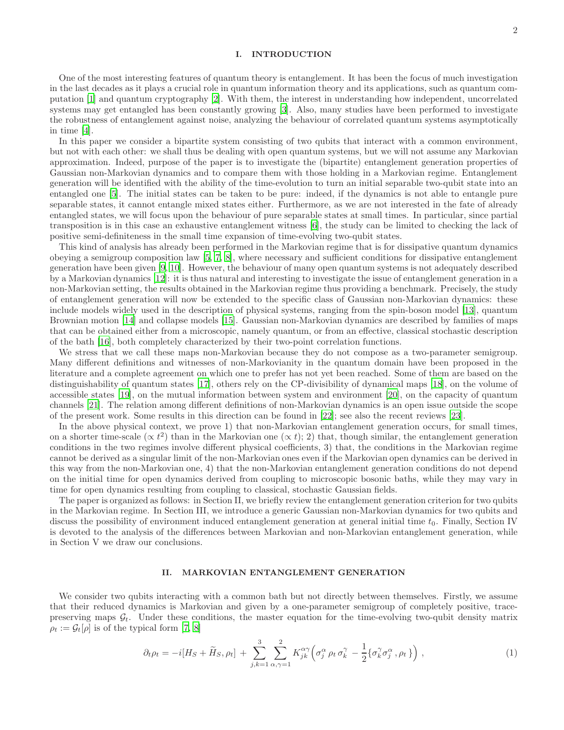## I. INTRODUCTION

One of the most interesting features of quantum theory is entanglement. It has been the focus of much investigation in the last decades as it plays a crucial role in quantum information theory and its applications, such as quantum computation [1] and quantum cryptography [2]. With them, the interest in understanding how independent, uncorrelated systems may get entangled has been constantly growing [3]. Also, many studies have been performed to investigate the robustness of entanglement against noise, analyzing the behaviour of correlated quantum systems asymptotically in time [4].

In this paper we consider a bipartite system consisting of two qubits that interact with a common environment, but not with each other: we shall thus be dealing with open quantum systems, but we will not assume any Markovian approximation. Indeed, purpose of the paper is to investigate the (bipartite) entanglement generation properties of Gaussian non-Markovian dynamics and to compare them with those holding in a Markovian regime. Entanglement generation will be identified with the ability of the time-evolution to turn an initial separable two-qubit state into an entangled one [5]. The initial states can be taken to be pure: indeed, if the dynamics is not able to entangle pure separable states, it cannot entangle mixed states either. Furthermore, as we are not interested in the fate of already entangled states, we will focus upon the behaviour of pure separable states at small times. In particular, since partial transposition is in this case an exhaustive entanglement witness [6], the study can be limited to checking the lack of positive semi-definiteness in the small time expansion of time-evolving two-qubit states.

This kind of analysis has already been performed in the Markovian regime that is for dissipative quantum dynamics obeying a semigroup composition law [5, 7, 8], where necessary and sufficient conditions for dissipative entanglement generation have been given [9, 10]. However, the behaviour of many open quantum systems is not adequately described by a Markovian dynamics [12]: it is thus natural and interesting to investigate the issue of entanglement generation in a non-Markovian setting, the results obtained in the Markovian regime thus providing a benchmark. Precisely, the study of entanglement generation will now be extended to the specific class of Gaussian non-Markovian dynamics: these include models widely used in the description of physical systems, ranging from the spin-boson model [13], quantum Brownian motion [14] and collapse models [15]. Gaussian non-Markovian dynamics are described by families of maps that can be obtained either from a microscopic, namely quantum, or from an effective, classical stochastic description of the bath [16], both completely characterized by their two-point correlation functions.

We stress that we call these maps non-Markovian because they do not compose as a two-parameter semigroup. Many different definitions and witnesses of non-Markovianity in the quantum domain have been proposed in the literature and a complete agreement on which one to prefer has not yet been reached. Some of them are based on the distinguishability of quantum states [17], others rely on the CP-divisibility of dynamical maps [18], on the volume of accessible states [19], on the mutual information between system and environment [20], on the capacity of quantum channels [21]. The relation among different definitions of non-Markovian dynamics is an open issue outside the scope of the present work. Some results in this direction can be found in [22]; see also the recent reviews [23].

In the above physical context, we prove 1) that non-Markovian entanglement generation occurs, for small times, on a shorter time-scale ($\propto t^2$) than in the Markovian one ($\propto t$); 2) that, though similar, the entanglement generation conditions in the two regimes involve different physical coefficients, 3) that, the conditions in the Markovian regime cannot be derived as a singular limit of the non-Markovian ones even if the Markovian open dynamics can be derived in this way from the non-Markovian one, 4) that the non-Markovian entanglement generation conditions do not depend on the initial time for open dynamics derived from coupling to microscopic bosonic baths, while they may vary in time for open dynamics resulting from coupling to classical, stochastic Gaussian fields.

The paper is organized as follows: in Section II, we briefly review the entanglement generation criterion for two qubits in the Markovian regime. In Section III, we introduce a generic Gaussian non-Markovian dynamics for two qubits and discuss the possibility of environment induced entanglement generation at general initial time $t_0$. Finally, Section IV is devoted to the analysis of the differences between Markovian and non-Markovian entanglement generation, while in Section V we draw our conclusions.

## II. MARKOVIAN ENTANGLEMENT GENERATION

We consider two qubits interacting with a common bath but not directly between themselves. Firstly, we assume that their reduced dynamics is Markovian and given by a one-parameter semigroup of completely positive, trace-preserving maps $\mathcal{G}_t$. Under these conditions, the master equation for the time-evolving two-qubit density matrix $\rho_t := \mathcal{G}_t[\rho]$ is of the typical form [7, 8]

$$\partial_t \rho_t = -i[H_S + \widetilde{H}_S, \rho_t] + \sum_{j,k=1}^{3} \sum_{\alpha,\gamma=1}^{2} K_{jk}^{\alpha\gamma} \Big( \sigma_j^\alpha \, \rho_t \, \sigma_k^\gamma - \frac{1}{2} \{ \sigma_k^\gamma \sigma_j^\alpha \, , \rho_t \} \Big) \,, \tag{1}$$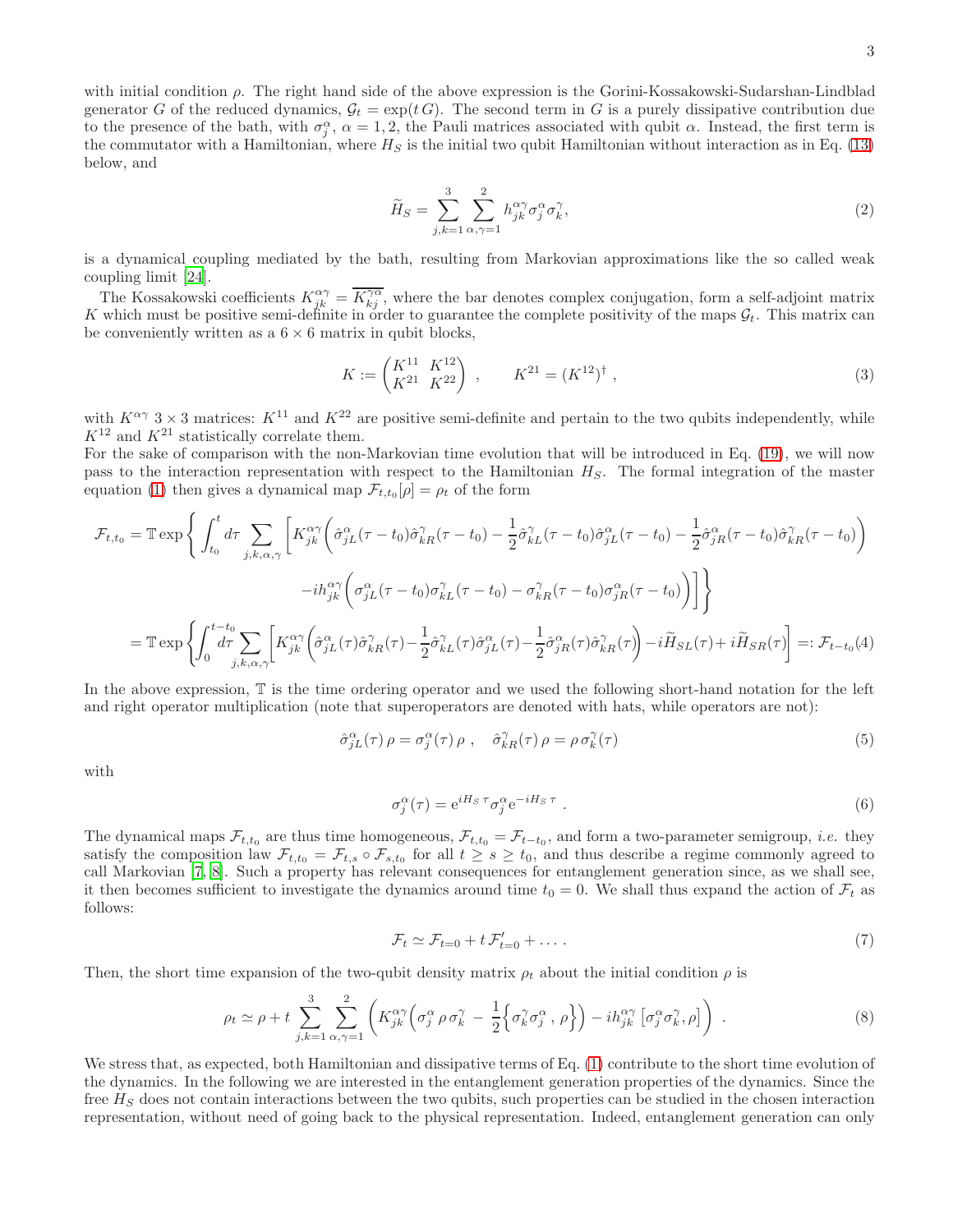with initial condition $\rho$. The right hand side of the above expression is the Gorini-Kossakowski-Sudarshan-Lindblad generator $G$ of the reduced dynamics, $\mathcal{G}_t = \exp(t\,G)$. The second term in $G$ is a purely dissipative contribution due to the presence of the bath, with $\sigma_j^\alpha$, $\alpha = 1, 2$, the Pauli matrices associated with qubit $\alpha$. Instead, the first term is the commutator with a Hamiltonian, where $H_S$ is the initial two qubit Hamiltonian without interaction as in Eq. (13) below, and

$$\widetilde{H}_S = \sum_{j,k=1}^{3} \sum_{\alpha,\gamma=1}^{2} h_{jk}^{\alpha\gamma} \sigma_j^\alpha \sigma_k^\gamma, \tag{2}$$

is a dynamical coupling mediated by the bath, resulting from Markovian approximations like the so called weak coupling limit [24].

The Kossakowski coefficients $K_{jk}^{\alpha\gamma} = \overline{K_{kj}^{\gamma\alpha}}$, where the bar denotes complex conjugation, form a self-adjoint matrix $K$ which must be positive semi-definite in order to guarantee the complete positivity of the maps $\mathcal{G}_t$. This matrix can be conveniently written as a $6\times 6$ matrix in qubit blocks,

$$K := \begin{pmatrix} K^{11} & K^{12} \\ K^{21} & K^{22} \end{pmatrix} , \qquad K^{21} = (K^{12})^\dagger \,, \tag{3}$$

with $K^{\alpha\gamma}$ $3\times 3$ matrices: $K^{11}$ and $K^{22}$ are positive semi-definite and pertain to the two qubits independently, while $K^{12}$ and $K^{21}$ statistically correlate them.

For the sake of comparison with the non-Markovian time evolution that will be introduced in Eq. (19), we will now pass to the interaction representation with respect to the Hamiltonian $H_S$. The formal integration of the master equation (1) then gives a dynamical map $\mathcal{F}_{t,t_0}[\rho] = \rho_t$ of the form

$$\begin{aligned}
\mathcal{F}_{t,t_0} &= \mathbb{T}\exp\Bigg\{ \int_{t_0}^{t} d\tau \sum_{j,k,\alpha,\gamma} \Bigg[ K_{jk}^{\alpha\gamma}\Big( \hat{\sigma}_{jL}^\alpha(\tau - t_0)\hat{\sigma}_{kR}^\gamma(\tau - t_0) - \frac{1}{2}\hat{\sigma}_{kL}^\gamma(\tau - t_0)\hat{\sigma}_{jL}^\alpha(\tau - t_0) - \frac{1}{2}\hat{\sigma}_{jR}^\alpha(\tau - t_0)\hat{\sigma}_{kR}^\gamma(\tau - t_0)\Big) \\
&\qquad\qquad - i h_{jk}^{\alpha\gamma}\Big( \sigma_{jL}^\alpha(\tau - t_0)\sigma_{kL}^\gamma(\tau - t_0) - \sigma_{kR}^\gamma(\tau - t_0)\sigma_{jR}^\alpha(\tau - t_0)\Big)\Bigg]\Bigg\} \\
&= \mathbb{T}\exp\Bigg\{ \int_0^{t-t_0} d\tau \sum_{j,k,\alpha,\gamma} \Bigg[ K_{jk}^{\alpha\gamma}\Big( \hat{\sigma}_{jL}^\alpha(\tau)\hat{\sigma}_{kR}^\gamma(\tau) - \frac{1}{2}\hat{\sigma}_{kL}^\gamma(\tau)\hat{\sigma}_{jL}^\alpha(\tau) - \frac{1}{2}\hat{\sigma}_{jR}^\alpha(\tau)\hat{\sigma}_{kR}^\gamma(\tau)\Big) - i\widetilde{H}_{SL}(\tau) + i\widetilde{H}_{SR}(\tau)\Bigg] =: \mathcal{F}_{t-t_0}
\end{aligned} \tag{4}$$

In the above expression, $\mathbb{T}$ is the time ordering operator and we used the following short-hand notation for the left and right operator multiplication (note that superoperators are denoted with hats, while operators are not):

$$\hat{\sigma}_{jL}^\alpha(\tau)\,\rho = \sigma_j^\alpha(\tau)\,\rho \ , \quad \hat{\sigma}_{kR}^\gamma(\tau)\,\rho = \rho\,\sigma_k^\gamma(\tau) \tag{5}$$

with

$$\sigma_j^\alpha(\tau) = \mathrm{e}^{iH_S\,\tau}\sigma_j^\alpha \mathrm{e}^{-iH_S\,\tau} \ . \tag{6}$$

The dynamical maps $\mathcal{F}_{t,t_0}$ are thus time homogeneous, $\mathcal{F}_{t,t_0} = \mathcal{F}_{t-t_0}$, and form a two-parameter semigroup, *i.e.* they satisfy the composition law $\mathcal{F}_{t,t_0} = \mathcal{F}_{t,s} \circ \mathcal{F}_{s,t_0}$ for all $t \geq s \geq t_0$, and thus describe a regime commonly agreed to call Markovian [7, 8]. Such a property has relevant consequences for entanglement generation since, as we shall see, it then becomes sufficient to investigate the dynamics around time $t_0 = 0$. We shall thus expand the action of $\mathcal{F}_t$ as follows:

$$\mathcal{F}_t \simeq \mathcal{F}_{t=0} + t\,\mathcal{F}'_{t=0} + \ldots \,. \tag{7}$$

Then, the short time expansion of the two-qubit density matrix $\rho_t$ about the initial condition $\rho$ is

$$\rho_t \simeq \rho + t\sum_{j,k=1}^{3}\sum_{\alpha,\gamma=1}^{2}\left( K_{jk}^{\alpha\gamma}\Big(\sigma_j^\alpha\,\rho\,\sigma_k^\gamma - \frac{1}{2}\Big\{\sigma_k^\gamma\sigma_j^\alpha\,,\,\rho\Big\}\Big) - i h_{jk}^{\alpha\gamma}\left[\sigma_j^\alpha\sigma_k^\gamma, \rho\right]\right) \ . \tag{8}$$

We stress that, as expected, both Hamiltonian and dissipative terms of Eq. (1) contribute to the short time evolution of the dynamics. In the following we are interested in the entanglement generation properties of the dynamics. Since the free $H_S$ does not contain interactions between the two qubits, such properties can be studied in the chosen interaction representation, without need of going back to the physical representation. Indeed, entanglement generation can only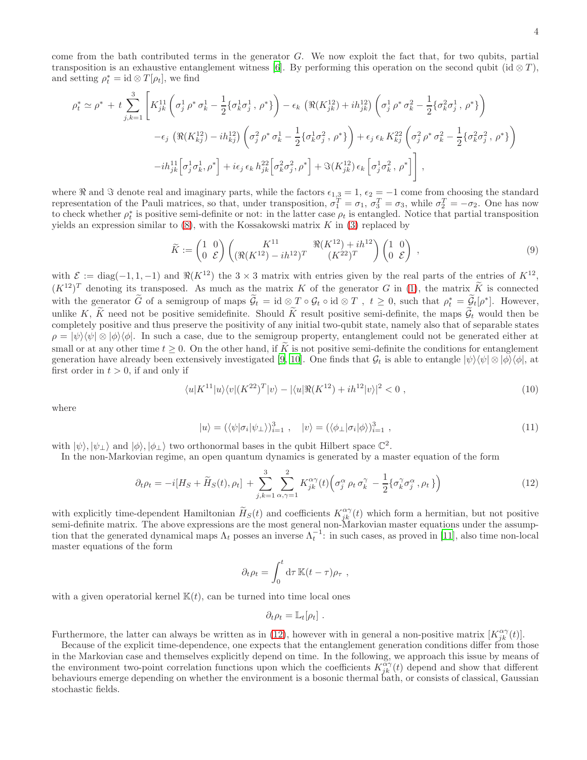come from the bath contributed terms in the generator $G$. We now exploit the fact that, for two qubits, partial transposition is an exhaustive entanglement witness [6]. By performing this operation on the second qubit ($\mathrm{id}\otimes T$), and setting $\rho^*_t = \mathrm{id}\otimes T[\rho_t]$, we find

$$
\begin{aligned}
\rho^*_t \simeq \rho^* \,+\, t\sum_{j,k=1}^{3}\Bigg[ & K^{11}_{jk}\left(\sigma^1_j\,\rho^*\,\sigma^1_k - \frac{1}{2}\{\sigma^1_k\sigma^1_j\,,\,\rho^*\}\right) - \epsilon_k\,\left(\Re(K^{12}_{jk}) + ih^{12}_{jk}\right)\left(\sigma^1_j\,\rho^*\,\sigma^2_k - \frac{1}{2}\{\sigma^2_k\sigma^1_j\,,\,\rho^*\}\right) \\
& -\epsilon_j\,\left(\Re(K^{12}_{kj}) - ih^{12}_{kj}\right)\left(\sigma^2_j\,\rho^*\,\sigma^1_k - \frac{1}{2}\{\sigma^1_k\sigma^2_j\,,\,\rho^*\}\right) + \epsilon_j\,\epsilon_k\,K^{22}_{kj}\left(\sigma^2_j\,\rho^*\,\sigma^2_k - \frac{1}{2}\{\sigma^2_k\sigma^2_j\,,\,\rho^*\}\right) \\
& -ih^{11}_{jk}\Big[\sigma^1_j\sigma^1_k,\rho^*\Big] + i\epsilon_j\,\epsilon_k\,h^{22}_{jk}\Big[\sigma^2_k\sigma^2_j,\rho^*\Big] + \Im(K^{12}_{jk})\,\epsilon_k\,\Big[\sigma^1_j\sigma^2_k\,,\,\rho^*\Big]\Bigg]\,,
\end{aligned}
$$

where $\Re$ and $\Im$ denote real and imaginary parts, while the factors $\epsilon_{1,3}=1$, $\epsilon_2=-1$ come from choosing the standard representation of the Pauli matrices, so that, under transposition, $\sigma_1^T=\sigma_1$, $\sigma_3^T=\sigma_3$, while $\sigma_2^T=-\sigma_2$. One has now to check whether $\rho^*_t$ is positive semi-definite or not: in the latter case $\rho_t$ is entangled. Notice that partial transposition yields an expression similar to (8), with the Kossakowski matrix $K$ in (3) replaced by

$$
\widetilde{K} := \begin{pmatrix} 1 & 0 \\ 0 & \mathcal{E}\end{pmatrix}\begin{pmatrix} K^{11} & \Re(K^{12}) + ih^{12} \\ (\Re(K^{12}) - ih^{12})^T & (K^{22})^T\end{pmatrix}\begin{pmatrix} 1 & 0 \\ 0 & \mathcal{E}\end{pmatrix}\;, \tag{9}
$$

with $\mathcal{E} := \mathrm{diag}(-1,1,-1)$ and $\Re(K^{12})$ the $3\times 3$ matrix with entries given by the real parts of the entries of $K^{12}$, $(K^{12})^T$ denoting its transposed. As much as the matrix $K$ of the generator $G$ in (1), the matrix $\widetilde{K}$ is connected with the generator $\widetilde{G}$ of a semigroup of maps $\widetilde{\mathcal{G}}_t = \mathrm{id}\otimes T\circ\mathcal{G}_t\circ\mathrm{id}\otimes T\;,\; t\geq 0$, such that $\rho^*_t = \widetilde{\mathcal{G}}_t[\rho^*]$. However, unlike $K$, $\widetilde{K}$ need not be positive semidefinite. Should $\widetilde{K}$ result positive semi-definite, the maps $\widetilde{\mathcal{G}}_t$ would then be completely positive and thus preserve the positivity of any initial two-qubit state, namely also that of separable states $\rho = |\psi\rangle\langle\psi|\otimes|\phi\rangle\langle\phi|$. In such a case, due to the semigroup property, entanglement could not be generated either at small or at any other time $t\geq 0$. On the other hand, if $\widetilde{K}$ is not positive semi-definite the conditions for entanglement generation have already been extensively investigated [9, 10]. One finds that $\mathcal{G}_t$ is able to entangle $|\psi\rangle\langle\psi|\otimes|\phi\rangle\langle\phi|$, at first order in $t>0$, if and only if

$$
\langle u|K^{11}|u\rangle\langle v|(K^{22})^T|v\rangle - |\langle u|\Re(K^{12}) + ih^{12}|v\rangle|^2 < 0\;, \tag{10}
$$

where

$$
|u\rangle = (\langle\psi|\sigma_i|\psi_\perp\rangle)_{i=1}^3\;,\quad |v\rangle = (\langle\phi_\perp|\sigma_i|\phi\rangle)_{i=1}^3\;, \tag{11}
$$

with $|\psi\rangle, |\psi_\perp\rangle$ and $|\phi\rangle, |\phi_\perp\rangle$ two orthonormal bases in the qubit Hilbert space $\mathbb{C}^2$.

In the non-Markovian regime, an open quantum dynamics is generated by a master equation of the form

$$
\partial_t\rho_t = -i[H_S + \widetilde{H}_S(t),\rho_t] \,+\, \sum_{j,k=1}^{3}\sum_{\alpha,\gamma=1}^{2} K^{\alpha\gamma}_{jk}(t)\Big(\sigma^\alpha_j\,\rho_t\,\sigma^\gamma_k \,-\frac{1}{2}\{\sigma^\gamma_k\sigma^\alpha_j\,,\rho_t\,\}\Big) \tag{12}
$$

with explicitly time-dependent Hamiltonian $\widetilde{H}_S(t)$ and coefficients $K^{\alpha\gamma}_{jk}(t)$ which form a hermitian, but not positive semi-definite matrix. The above expressions are the most general non-Markovian master equations under the assumption that the generated dynamical maps $\Lambda_t$ posses an inverse $\Lambda_t^{-1}$: in such cases, as proved in [11], also time non-local master equations of the form

$$
\partial_t\rho_t = \int_0^t\mathrm{d}\tau\,\mathbb{K}(t-\tau)\rho_\tau\;,
$$

with a given operatorial kernel $\mathbb{K}(t)$, can be turned into time local ones

$$
\partial_t\rho_t = \mathbb{L}_t[\rho_t]\;.
$$

Furthermore, the latter can always be written as in (12), however with in general a non-positive matrix $[K^{\alpha\gamma}_{jk}(t)]$.

Because of the explicit time-dependence, one expects that the entanglement generation conditions differ from those in the Markovian case and themselves explicitly depend on time. In the following, we approach this issue by means of the environment two-point correlation functions upon which the coefficients $K^{\alpha\gamma}_{jk}(t)$ depend and show that different behaviours emerge depending on whether the environment is a bosonic thermal bath, or consists of classical, Gaussian stochastic fields.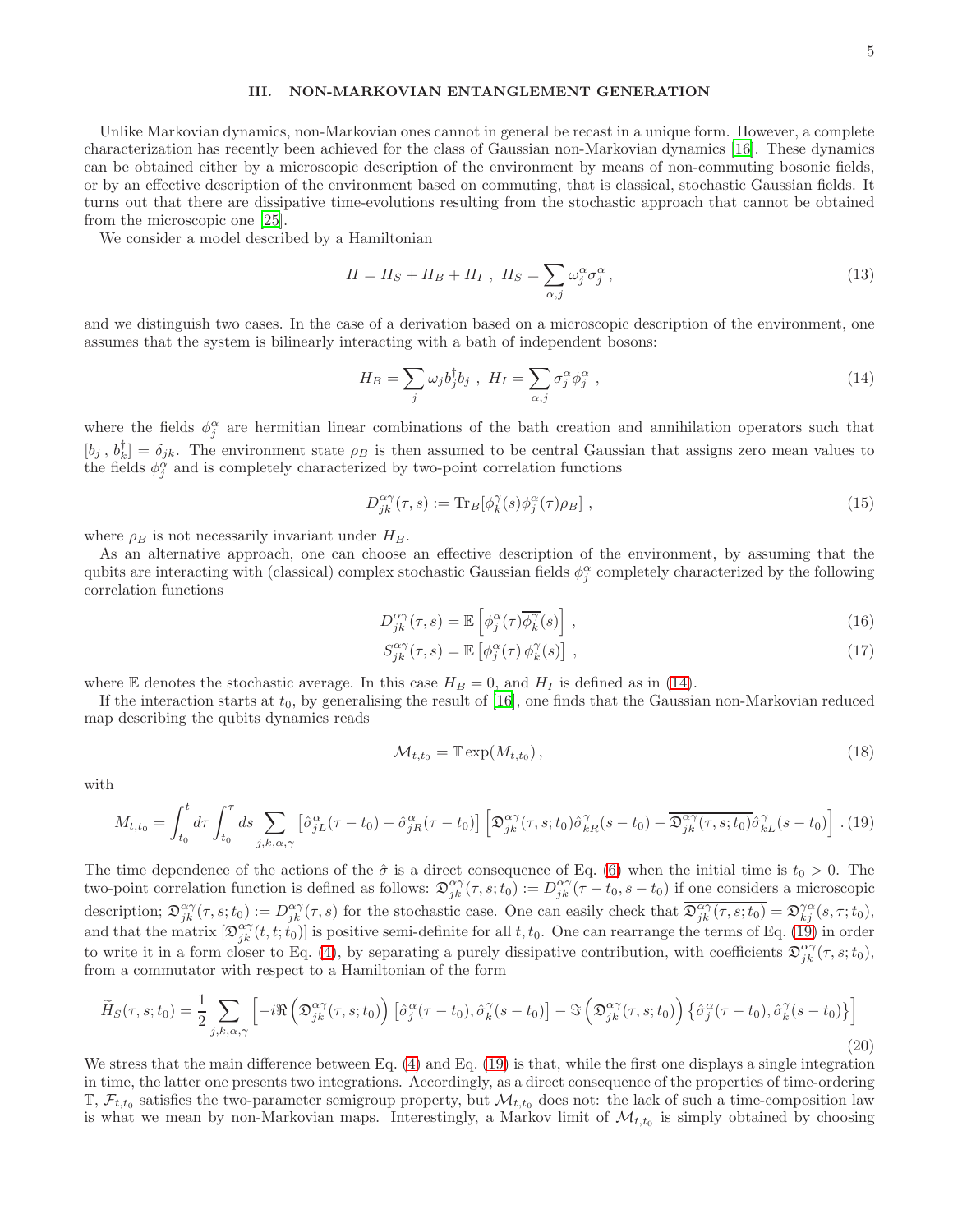## III. NON-MARKOVIAN ENTANGLEMENT GENERATION

Unlike Markovian dynamics, non-Markovian ones cannot in general be recast in a unique form. However, a complete characterization has recently been achieved for the class of Gaussian non-Markovian dynamics [16]. These dynamics can be obtained either by a microscopic description of the environment by means of non-commuting bosonic fields, or by an effective description of the environment based on commuting, that is classical, stochastic Gaussian fields. It turns out that there are dissipative time-evolutions resulting from the stochastic approach that cannot be obtained from the microscopic one [25].

We consider a model described by a Hamiltonian

$$H = H_S + H_B + H_I \ , \ H_S = \sum_{\alpha,j} \omega_j^\alpha \sigma_j^\alpha \ , \tag{13}$$

and we distinguish two cases. In the case of a derivation based on a microscopic description of the environment, one assumes that the system is bilinearly interacting with a bath of independent bosons:

$$H_B = \sum_j \omega_j b_j^\dagger b_j \ , \ H_I = \sum_{\alpha,j} \sigma_j^\alpha \phi_j^\alpha \ , \tag{14}$$

where the fields $\phi_j^\alpha$ are hermitian linear combinations of the bath creation and annihilation operators such that $[b_j \, , b_k^\dagger] = \delta_{jk}$. The environment state $\rho_B$ is then assumed to be central Gaussian that assigns zero mean values to the fields $\phi_j^\alpha$ and is completely characterized by two-point correlation functions

$$D_{jk}^{\alpha\gamma}(\tau, s) := \mathrm{Tr}_B[\phi_k^\gamma(s)\phi_j^\alpha(\tau)\rho_B] \ , \tag{15}$$

where $\rho_B$ is not necessarily invariant under $H_B$.

As an alternative approach, one can choose an effective description of the environment, by assuming that the qubits are interacting with (classical) complex stochastic Gaussian fields $\phi_j^\alpha$ completely characterized by the following correlation functions

$$D_{jk}^{\alpha\gamma}(\tau, s) = \mathbb{E}\left[\phi_j^\alpha(\tau)\overline{\phi_k^\gamma}(s)\right] \ , \tag{16}$$

$$S_{jk}^{\alpha\gamma}(\tau, s) = \mathbb{E}\left[\phi_j^\alpha(\tau)\,\phi_k^\gamma(s)\right] \ , \tag{17}$$

where $\mathbb{E}$ denotes the stochastic average. In this case $H_B = 0$, and $H_I$ is defined as in (14).

If the interaction starts at $t_0$, by generalising the result of [16], one finds that the Gaussian non-Markovian reduced map describing the qubits dynamics reads

$$\mathcal{M}_{t,t_0} = \mathbb{T}\exp(M_{t,t_0}) \, , \tag{18}$$

with

$$M_{t,t_0} = \int_{t_0}^t d\tau \int_{t_0}^\tau ds \sum_{j,k,\alpha,\gamma} \left[\hat{\sigma}_{jL}^\alpha(\tau - t_0) - \hat{\sigma}_{jR}^\alpha(\tau - t_0)\right] \left[\mathfrak{D}_{jk}^{\alpha\gamma}(\tau, s; t_0)\hat{\sigma}_{kR}^\gamma(s - t_0) - \overline{\mathfrak{D}_{jk}^{\alpha\gamma}(\tau, s; t_0)}\hat{\sigma}_{kL}^\gamma(s - t_0)\right] . \tag{19}$$

The time dependence of the actions of the $\hat{\sigma}$ is a direct consequence of Eq. (6) when the initial time is $t_0 > 0$. The two-point correlation function is defined as follows: $\mathfrak{D}_{jk}^{\alpha\gamma}(\tau, s; t_0) := D_{jk}^{\alpha\gamma}(\tau - t_0, s - t_0)$ if one considers a microscopic description; $\mathfrak{D}_{jk}^{\alpha\gamma}(\tau, s; t_0) := D_{jk}^{\alpha\gamma}(\tau, s)$ for the stochastic case. One can easily check that $\overline{\mathfrak{D}_{jk}^{\alpha\gamma}(\tau, s; t_0)} = \mathfrak{D}_{kj}^{\gamma\alpha}(s, \tau; t_0)$, and that the matrix $[\mathfrak{D}_{jk}^{\alpha\gamma}(t, t; t_0)]$ is positive semi-definite for all $t, t_0$. One can rearrange the terms of Eq. (19) in order to write it in a form closer to Eq. (4), by separating a purely dissipative contribution, with coefficients $\mathfrak{D}_{jk}^{\alpha\gamma}(\tau, s; t_0)$, from a commutator with respect to a Hamiltonian of the form

$$\widetilde{H}_S(\tau, s; t_0) = \frac{1}{2} \sum_{j,k,\alpha,\gamma} \left[-i\Re\left(\mathfrak{D}_{jk}^{\alpha\gamma}(\tau, s; t_0)\right)\left[\hat{\sigma}_j^\alpha(\tau - t_0), \hat{\sigma}_k^\gamma(s - t_0)\right] - \Im\left(\mathfrak{D}_{jk}^{\alpha\gamma}(\tau, s; t_0)\right)\left\{\hat{\sigma}_j^\alpha(\tau - t_0), \hat{\sigma}_k^\gamma(s - t_0)\right\}\right] \tag{20}$$

We stress that the main difference between Eq. (4) and Eq. (19) is that, while the first one displays a single integration in time, the latter one presents two integrations. Accordingly, as a direct consequence of the properties of time-ordering $\mathbb{T}$, $\mathcal{F}_{t,t_0}$ satisfies the two-parameter semigroup property, but $\mathcal{M}_{t,t_0}$ does not: the lack of such a time-composition law is what we mean by non-Markovian maps. Interestingly, a Markov limit of $\mathcal{M}_{t,t_0}$ is simply obtained by choosing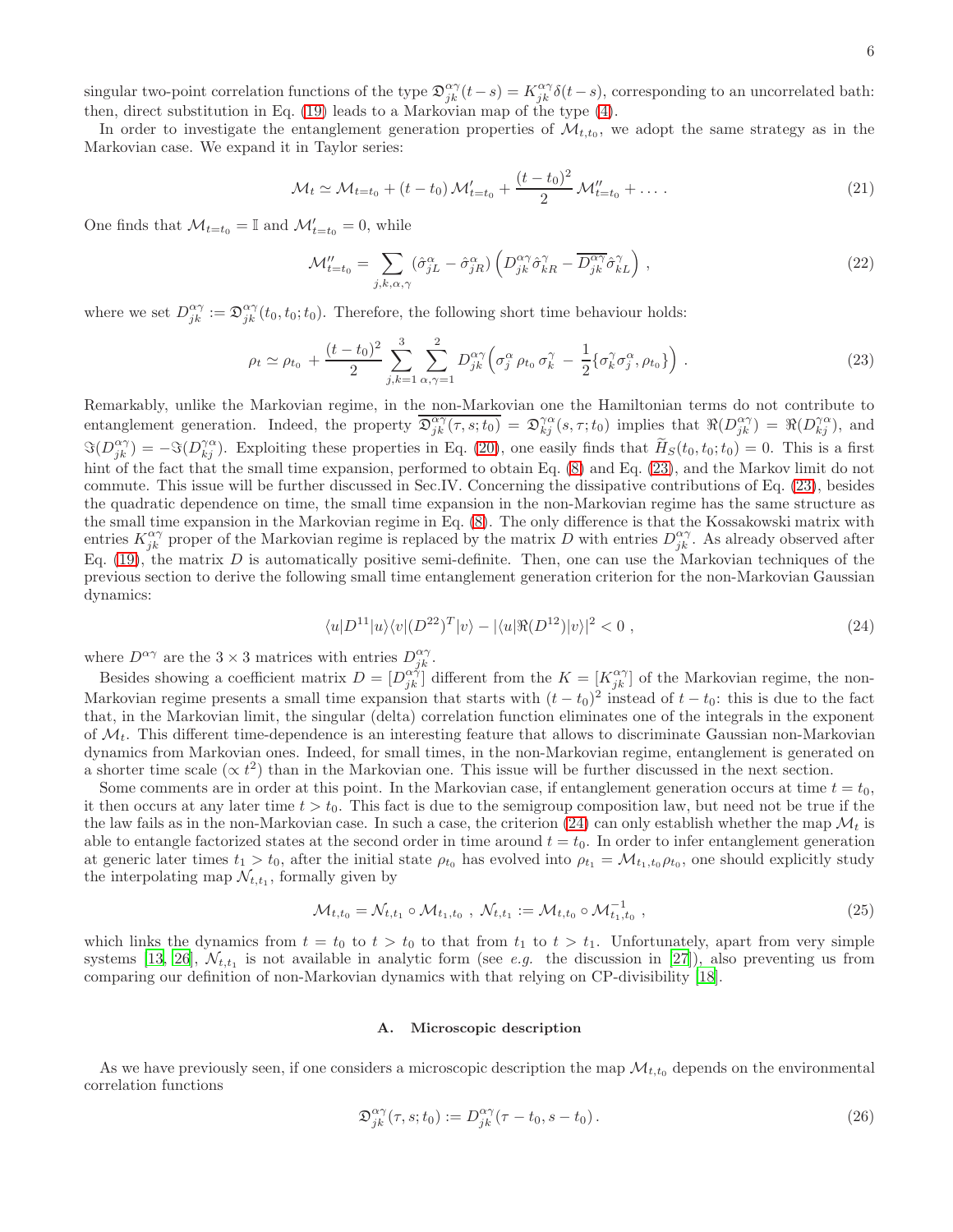singular two-point correlation functions of the type $\mathfrak{D}^{\alpha\gamma}_{jk}(t-s) = K^{\alpha\gamma}_{jk}\delta(t-s)$, corresponding to an uncorrelated bath: then, direct substitution in Eq. (19) leads to a Markovian map of the type (4).

In order to investigate the entanglement generation properties of $\mathcal{M}_{t,t_0}$, we adopt the same strategy as in the Markovian case. We expand it in Taylor series:

$$\mathcal{M}_t \simeq \mathcal{M}_{t=t_0} + (t-t_0)\,\mathcal{M}'_{t=t_0} + \frac{(t-t_0)^2}{2}\,\mathcal{M}''_{t=t_0} + \dots \,. \tag{21}$$

One finds that $\mathcal{M}_{t=t_0} = \mathbb{I}$ and $\mathcal{M}'_{t=t_0} = 0$, while

$$\mathcal{M}''_{t=t_0} = \sum_{j,k,\alpha,\gamma} \left(\hat{\sigma}^\alpha_{jL} - \hat{\sigma}^\alpha_{jR}\right)\left(D^{\alpha\gamma}_{jk}\hat{\sigma}^\gamma_{kR} - \overline{D^{\alpha\gamma}_{jk}}\hat{\sigma}^\gamma_{kL}\right)\,, \tag{22}$$

where we set $D^{\alpha\gamma}_{jk} := \mathfrak{D}^{\alpha\gamma}_{jk}(t_0, t_0; t_0)$. Therefore, the following short time behaviour holds:

$$\rho_t \simeq \rho_{t_0} + \frac{(t-t_0)^2}{2}\sum_{j,k=1}^{3}\sum_{\alpha,\gamma=1}^{2} D^{\alpha\gamma}_{jk}\Big(\sigma^\alpha_j\,\rho_{t_0}\,\sigma^\gamma_k - \frac{1}{2}\{\sigma^\gamma_k\sigma^\alpha_j, \rho_{t_0}\}\Big)\,. \tag{23}$$

Remarkably, unlike the Markovian regime, in the non-Markovian one the Hamiltonian terms do not contribute to entanglement generation. Indeed, the property $\overline{\mathfrak{D}^{\alpha\gamma}_{jk}(\tau, s; t_0)} = \mathfrak{D}^{\gamma\alpha}_{kj}(s, \tau; t_0)$ implies that $\Re(D^{\alpha\gamma}_{jk}) = \Re(D^{\gamma\alpha}_{kj})$, and $\Im(D^{\alpha\gamma}_{jk}) = -\Im(D^{\gamma\alpha}_{kj})$. Exploiting these properties in Eq. (20), one easily finds that $\widetilde{H}_S(t_0, t_0; t_0) = 0$. This is a first hint of the fact that the small time expansion, performed to obtain Eq. (8) and Eq. (23), and the Markov limit do not commute. This issue will be further discussed in Sec.IV. Concerning the dissipative contributions of Eq. (23), besides the quadratic dependence on time, the small time expansion in the non-Markovian regime has the same structure as the small time expansion in the Markovian regime in Eq. (8). The only difference is that the Kossakowski matrix with entries $K^{\alpha\gamma}_{jk}$ proper of the Markovian regime is replaced by the matrix $D$ with entries $D^{\alpha\gamma}_{jk}$. As already observed after Eq. (19), the matrix $D$ is automatically positive semi-definite. Then, one can use the Markovian techniques of the previous section to derive the following small time entanglement generation criterion for the non-Markovian Gaussian dynamics:

$$\langle u|D^{11}|u\rangle\langle v|(D^{22})^T|v\rangle - |\langle u|\Re(D^{12})|v\rangle|^2 < 0\,, \tag{24}$$

where $D^{\alpha\gamma}$ are the $3\times 3$ matrices with entries $D^{\alpha\gamma}_{jk}$.

Besides showing a coefficient matrix $D = [D^{\alpha\gamma}_{jk}]$ different from the $K = [K^{\alpha\gamma}_{jk}]$ of the Markovian regime, the non-Markovian regime presents a small time expansion that starts with $(t-t_0)^2$ instead of $t - t_0$: this is due to the fact that, in the Markovian limit, the singular (delta) correlation function eliminates one of the integrals in the exponent of $\mathcal{M}_t$. This different time-dependence is an interesting feature that allows to discriminate Gaussian non-Markovian dynamics from Markovian ones. Indeed, for small times, in the non-Markovian regime, entanglement is generated on a shorter time scale ($\propto t^2$) than in the Markovian one. This issue will be further discussed in the next section.

Some comments are in order at this point. In the Markovian case, if entanglement generation occurs at time $t = t_0$, it then occurs at any later time $t > t_0$. This fact is due to the semigroup composition law, but need not be true if the the law fails as in the non-Markovian case. In such a case, the criterion (24) can only establish whether the map $\mathcal{M}_t$ is able to entangle factorized states at the second order in time around $t = t_0$. In order to infer entanglement generation at generic later times $t_1 > t_0$, after the initial state $\rho_{t_0}$ has evolved into $\rho_{t_1} = \mathcal{M}_{t_1,t_0}\rho_{t_0}$, one should explicitly study the interpolating map $\mathcal{N}_{t,t_1}$, formally given by

$$\mathcal{M}_{t,t_0} = \mathcal{N}_{t,t_1} \circ \mathcal{M}_{t_1,t_0}\,,\ \mathcal{N}_{t,t_1} := \mathcal{M}_{t,t_0} \circ \mathcal{M}^{-1}_{t_1,t_0}\,, \tag{25}$$

which links the dynamics from $t = t_0$ to $t > t_0$ to that from $t_1$ to $t > t_1$. Unfortunately, apart from very simple systems [13, 26], $\mathcal{N}_{t,t_1}$ is not available in analytic form (see *e.g.* the discussion in [27]), also preventing us from comparing our definition of non-Markovian dynamics with that relying on CP-divisibility [18].

### A. Microscopic description

As we have previously seen, if one considers a microscopic description the map $\mathcal{M}_{t,t_0}$ depends on the environmental correlation functions

$$\mathfrak{D}^{\alpha\gamma}_{jk}(\tau, s; t_0) := D^{\alpha\gamma}_{jk}(\tau - t_0, s - t_0)\,. \tag{26}$$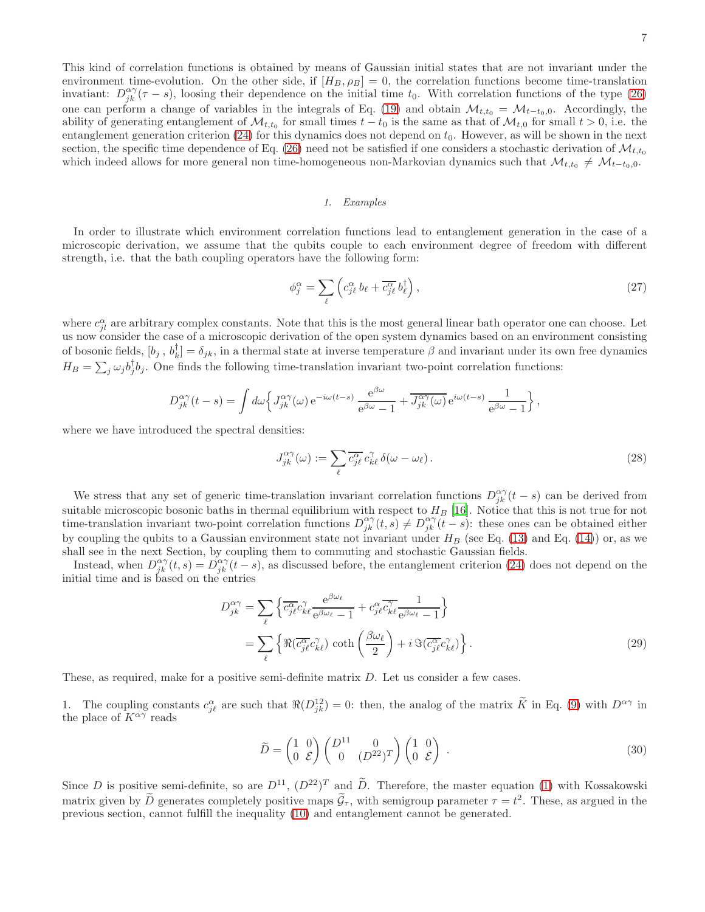This kind of correlation functions is obtained by means of Gaussian initial states that are not invariant under the environment time-evolution. On the other side, if $[H_B, \rho_B] = 0$, the correlation functions become time-translation invatiant: $D^{\alpha\gamma}_{jk}(\tau - s)$, loosing their dependence on the initial time $t_0$. With correlation functions of the type (26) one can perform a change of variables in the integrals of Eq. (19) and obtain $\mathcal{M}_{t,t_0} = \mathcal{M}_{t-t_0,0}$. Accordingly, the ability of generating entanglement of $\mathcal{M}_{t,t_0}$ for small times $t - t_0$ is the same as that of $\mathcal{M}_{t,0}$ for small $t > 0$, i.e. the entanglement generation criterion (24) for this dynamics does not depend on $t_0$. However, as will be shown in the next section, the specific time dependence of Eq. (26) need not be satisfied if one considers a stochastic derivation of $\mathcal{M}_{t,t_0}$ which indeed allows for more general non time-homogeneous non-Markovian dynamics such that $\mathcal{M}_{t,t_0} \neq \mathcal{M}_{t-t_0,0}$.

### 1. Examples

In order to illustrate which environment correlation functions lead to entanglement generation in the case of a microscopic derivation, we assume that the qubits couple to each environment degree of freedom with different strength, i.e. that the bath coupling operators have the following form:

$$
\phi^{\alpha}_{j} = \sum_{\ell} \left( c^{\alpha}_{j\ell}\, b_\ell + \overline{c^{\alpha}_{j\ell}}\, b^{\dagger}_{\ell} \right), \tag{27}
$$

where $c^{\alpha}_{jl}$ are arbitrary complex constants. Note that this is the most general linear bath operator one can choose. Let us now consider the case of a microscopic derivation of the open system dynamics based on an environment consisting of bosonic fields, $[b_j\,,\, b^{\dagger}_k] = \delta_{jk}$, in a thermal state at inverse temperature $\beta$ and invariant under its own free dynamics $H_B = \sum_j \omega_j b^{\dagger}_j b_j$. One finds the following time-translation invariant two-point correlation functions:

$$
D^{\alpha\gamma}_{jk}(t-s) = \int d\omega \Big\{ J^{\alpha\gamma}_{jk}(\omega)\, \mathrm{e}^{-i\omega(t-s)}\, \frac{\mathrm{e}^{\beta\omega}}{\mathrm{e}^{\beta\omega}-1} + \overline{J^{\alpha\gamma}_{jk}(\omega)}\, \mathrm{e}^{i\omega(t-s)}\, \frac{1}{\mathrm{e}^{\beta\omega}-1} \Big\} ,
$$

where we have introduced the spectral densities:

$$
J^{\alpha\gamma}_{jk}(\omega) := \sum_{\ell} \overline{c^{\alpha}_{j\ell}}\, c^{\gamma}_{k\ell}\, \delta(\omega - \omega_\ell) . \tag{28}
$$

We stress that any set of generic time-translation invariant correlation functions $D^{\alpha\gamma}_{jk}(t-s)$ can be derived from suitable microscopic bosonic baths in thermal equilibrium with respect to $H_B$ [16]. Notice that this is not true for not time-translation invariant two-point correlation functions $D^{\alpha\gamma}_{jk}(t,s) \neq D^{\alpha\gamma}_{jk}(t-s)$: these ones can be obtained either by coupling the qubits to a Gaussian environment state not invariant under $H_B$ (see Eq. (13) and Eq. (14)) or, as we shall see in the next Section, by coupling them to commuting and stochastic Gaussian fields.

Instead, when $D^{\alpha\gamma}_{jk}(t,s) = D^{\alpha\gamma}_{jk}(t-s)$, as discussed before, the entanglement criterion (24) does not depend on the initial time and is based on the entries

$$
\begin{aligned}
D^{\alpha\gamma}_{jk} &= \sum_{\ell} \Big\{ \overline{c^{\alpha}_{j\ell}} c^{\gamma}_{k\ell} \frac{\mathrm{e}^{\beta\omega_\ell}}{\mathrm{e}^{\beta\omega_\ell}-1} + c^{\alpha}_{j\ell} \overline{c^{\gamma}_{k\ell}} \frac{1}{\mathrm{e}^{\beta\omega_\ell}-1} \Big\} \\
&= \sum_{\ell} \Big\{ \Re(\overline{c^{\alpha}_{j\ell}} c^{\gamma}_{k\ell})\, \coth\left(\frac{\beta\omega_\ell}{2}\right) + i\, \Im(\overline{c^{\alpha}_{j\ell}} c^{\gamma}_{k\ell}) \Big\} .
\end{aligned} \tag{29}
$$

These, as required, make for a positive semi-definite matrix $D$. Let us consider a few cases.

1. The coupling constants $c^{\alpha}_{j\ell}$ are such that $\Re(D^{12}_{jk}) = 0$: then, the analog of the matrix $\widetilde{K}$ in Eq. (9) with $D^{\alpha\gamma}$ in the place of $K^{\alpha\gamma}$ reads

$$
\widetilde{D} = \begin{pmatrix} 1 & 0 \\ 0 & \mathcal{E} \end{pmatrix} \begin{pmatrix} D^{11} & 0 \\ 0 & (D^{22})^T \end{pmatrix} \begin{pmatrix} 1 & 0 \\ 0 & \mathcal{E} \end{pmatrix} . \tag{30}
$$

Since $D$ is positive semi-definite, so are $D^{11}$, $(D^{22})^T$ and $\widetilde{D}$. Therefore, the master equation (1) with Kossakowski matrix given by $\widetilde{D}$ generates completely positive maps $\widetilde{\mathcal{G}}_\tau$, with semigroup parameter $\tau = t^2$. These, as argued in the previous section, cannot fulfill the inequality (10) and entanglement cannot be generated.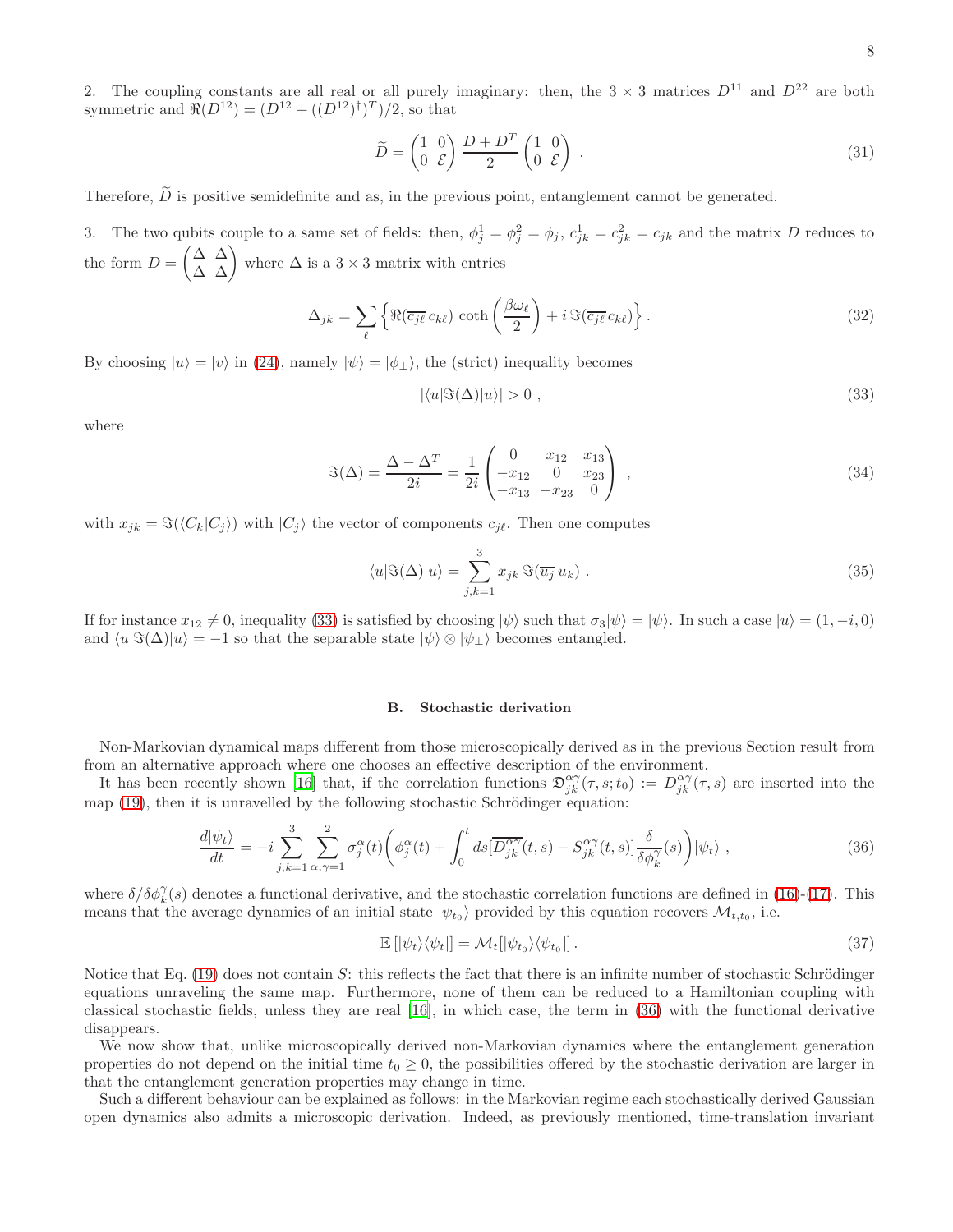2. The coupling constants are all real or all purely imaginary: then, the $3 \times 3$ matrices $D^{11}$ and $D^{22}$ are both symmetric and $\Re(D^{12}) = (D^{12} + ((D^{12})^\dagger)^T)/2$, so that

$$\widetilde{D} = \begin{pmatrix} 1 & 0 \\ 0 & \mathcal{E} \end{pmatrix} \frac{D + D^T}{2} \begin{pmatrix} 1 & 0 \\ 0 & \mathcal{E} \end{pmatrix} . \tag{31}$$

Therefore, $\widetilde{D}$ is positive semidefinite and as, in the previous point, entanglement cannot be generated.

3. The two qubits couple to a same set of fields: then, $\phi_j^1 = \phi_j^2 = \phi_j$, $c_{jk}^1 = c_{jk}^2 = c_{jk}$ and the matrix $D$ reduces to the form $D = \begin{pmatrix} \Delta & \Delta \\ \Delta & \Delta \end{pmatrix}$ where $\Delta$ is a $3 \times 3$ matrix with entries

$$\Delta_{jk} = \sum_\ell \left\{ \Re(\overline{c_{j\ell}}\, c_{k\ell}) \coth\left(\frac{\beta \omega_\ell}{2}\right) + i\, \Im(\overline{c_{j\ell}}\, c_{k\ell}) \right\} . \tag{32}$$

By choosing $|u\rangle = |v\rangle$ in (24), namely $|\psi\rangle = |\phi_\perp\rangle$, the (strict) inequality becomes

$$|\langle u | \Im(\Delta) | u \rangle| > 0 , \tag{33}$$

where

$$\Im(\Delta) = \frac{\Delta - \Delta^T}{2i} = \frac{1}{2i} \begin{pmatrix} 0 & x_{12} & x_{13} \\ -x_{12} & 0 & x_{23} \\ -x_{13} & -x_{23} & 0 \end{pmatrix} , \tag{34}$$

with $x_{jk} = \Im(\langle C_k | C_j \rangle)$ with $|C_j\rangle$ the vector of components $c_{j\ell}$. Then one computes

$$\langle u | \Im(\Delta) | u \rangle = \sum_{j,k=1}^{3} x_{jk}\, \Im(\overline{u_j}\, u_k) . \tag{35}$$

If for instance $x_{12} \neq 0$, inequality (33) is satisfied by choosing $|\psi\rangle$ such that $\sigma_3 |\psi\rangle = |\psi\rangle$. In such a case $|u\rangle = (1, -i, 0)$ and $\langle u | \Im(\Delta) | u \rangle = -1$ so that the separable state $|\psi\rangle \otimes |\psi_\perp\rangle$ becomes entangled.

### B. Stochastic derivation

Non-Markovian dynamical maps different from those microscopically derived as in the previous Section result from from an alternative approach where one chooses an effective description of the environment.

It has been recently shown [16] that, if the correlation functions $\mathfrak{D}_{jk}^{\alpha\gamma}(\tau, s; t_0) := D_{jk}^{\alpha\gamma}(\tau, s)$ are inserted into the map (19), then it is unravelled by the following stochastic Schrödinger equation:

$$\frac{d|\psi_t\rangle}{dt} = -i \sum_{j,k=1}^{3} \sum_{\alpha,\gamma=1}^{2} \sigma_j^\alpha(t) \left( \phi_j^\alpha(t) + \int_0^t ds [\overline{D_{jk}^{\alpha\gamma}}(t,s) - S_{jk}^{\alpha\gamma}(t,s)] \frac{\delta}{\delta \phi_k^\gamma}(s) \right) |\psi_t\rangle , \tag{36}$$

where $\delta / \delta \phi_k^\gamma(s)$ denotes a functional derivative, and the stochastic correlation functions are defined in (16)-(17). This means that the average dynamics of an initial state $|\psi_{t_0}\rangle$ provided by this equation recovers $\mathcal{M}_{t,t_0}$, i.e.

$$\mathbb{E}\left[ |\psi_t\rangle\langle\psi_t| \right] = \mathcal{M}_t[|\psi_{t_0}\rangle\langle\psi_{t_0}|] . \tag{37}$$

Notice that Eq. (19) does not contain $S$: this reflects the fact that there is an infinite number of stochastic Schrödinger equations unraveling the same map. Furthermore, none of them can be reduced to a Hamiltonian coupling with classical stochastic fields, unless they are real [16], in which case, the term in (36) with the functional derivative disappears.

We now show that, unlike microscopically derived non-Markovian dynamics where the entanglement generation properties do not depend on the initial time $t_0 \geq 0$, the possibilities offered by the stochastic derivation are larger in that the entanglement generation properties may change in time.

Such a different behaviour can be explained as follows: in the Markovian regime each stochastically derived Gaussian open dynamics also admits a microscopic derivation. Indeed, as previously mentioned, time-translation invariant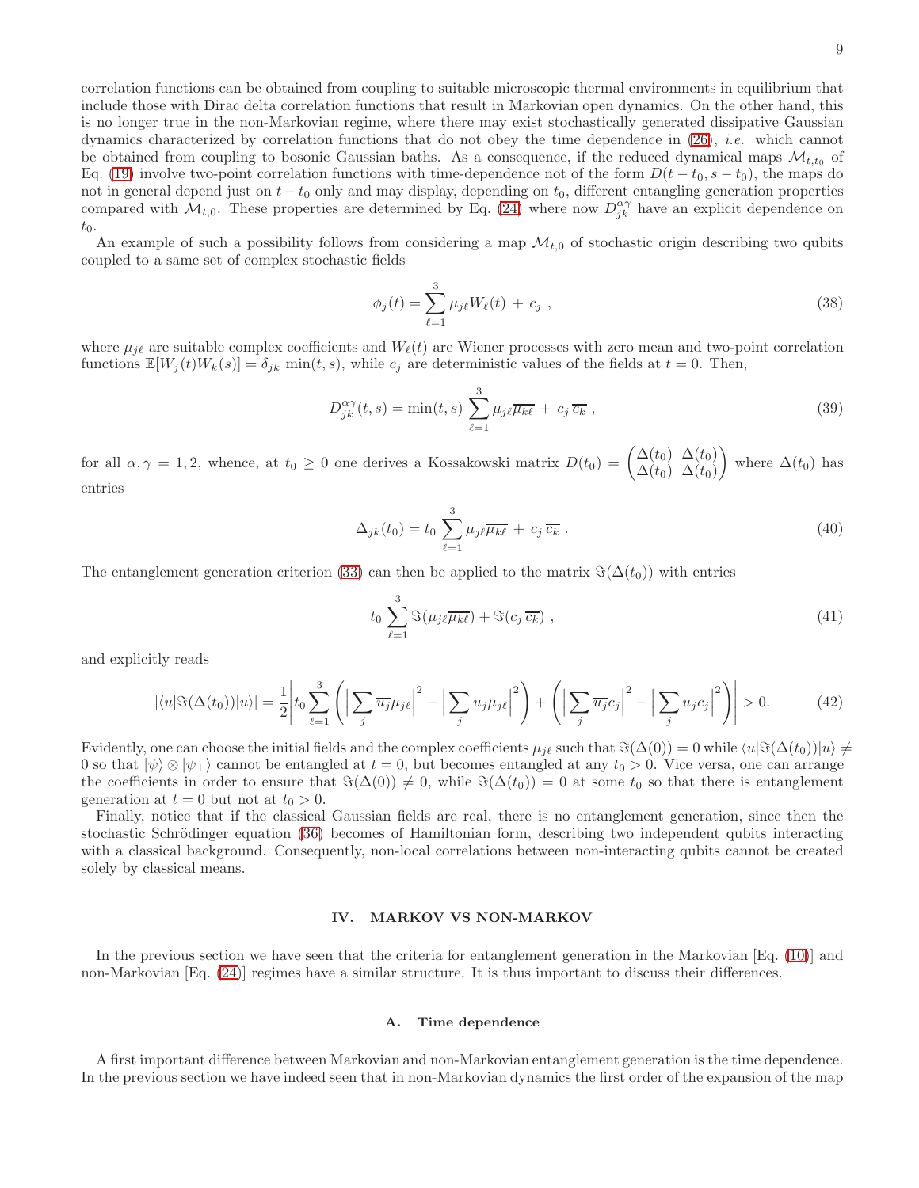correlation functions can be obtained from coupling to suitable microscopic thermal environments in equilibrium that include those with Dirac delta correlation functions that result in Markovian open dynamics. On the other hand, this is no longer true in the non-Markovian regime, where there may exist stochastically generated dissipative Gaussian dynamics characterized by correlation functions that do not obey the time dependence in (26), *i.e.* which cannot be obtained from coupling to bosonic Gaussian baths. As a consequence, if the reduced dynamical maps $\mathcal{M}_{t,t_0}$ of Eq. (19) involve two-point correlation functions with time-dependence not of the form $D(t-t_0, s-t_0)$, the maps do not in general depend just on $t-t_0$ only and may display, depending on $t_0$, different entangling generation properties compared with $\mathcal{M}_{t,0}$. These properties are determined by Eq. (24) where now $D^{\alpha\gamma}_{jk}$ have an explicit dependence on $t_0$.

An example of such a possibility follows from considering a map $\mathcal{M}_{t,0}$ of stochastic origin describing two qubits coupled to a same set of complex stochastic fields

$$
\phi_j(t) = \sum_{\ell=1}^{3} \mu_{j\ell} W_\ell(t) \, + \, c_j \ , \tag{38}
$$

where $\mu_{j\ell}$ are suitable complex coefficients and $W_\ell(t)$ are Wiener processes with zero mean and two-point correlation functions $\mathbb{E}[W_j(t)W_k(s)] = \delta_{jk}\, \min(t,s)$, while $c_j$ are deterministic values of the fields at $t=0$. Then,

$$
D^{\alpha\gamma}_{jk}(t,s) = \min(t,s) \sum_{\ell=1}^{3} \mu_{j\ell}\overline{\mu_{k\ell}} \, + \, c_j\, \overline{c_k} \ , \tag{39}
$$

for all $\alpha,\gamma = 1,2$, whence, at $t_0 \geq 0$ one derives a Kossakowski matrix $D(t_0) = \begin{pmatrix} \Delta(t_0) & \Delta(t_0) \\ \Delta(t_0) & \Delta(t_0) \end{pmatrix}$ where $\Delta(t_0)$ has entries

$$
\Delta_{jk}(t_0) = t_0 \sum_{\ell=1}^{3} \mu_{j\ell}\overline{\mu_{k\ell}} \, + \, c_j\, \overline{c_k} \ . \tag{40}
$$

The entanglement generation criterion (33) can then be applied to the matrix $\Im(\Delta(t_0))$ with entries

$$
t_0 \sum_{\ell=1}^{3} \Im(\mu_{j\ell}\overline{\mu_{k\ell}}) + \Im(c_j\, \overline{c_k}) \ , \tag{41}
$$

and explicitly reads

$$
|\langle u|\Im(\Delta(t_0))|u\rangle| = \frac{1}{2}\left| t_0 \sum_{\ell=1}^{3} \left( \Big|\sum_j \overline{u_j}\mu_{j\ell}\Big|^2 - \Big|\sum_j u_j \mu_{j\ell}\Big|^2 \right) + \left( \Big|\sum_j \overline{u_j} c_j\Big|^2 - \Big|\sum_j u_j c_j\Big|^2 \right) \right| > 0. \tag{42}
$$

Evidently, one can choose the initial fields and the complex coefficients $\mu_{j\ell}$ such that $\Im(\Delta(0)) = 0$ while $\langle u|\Im(\Delta(t_0))|u\rangle \neq 0$ so that $|\psi\rangle \otimes |\psi_\perp\rangle$ cannot be entangled at $t=0$, but becomes entangled at any $t_0 > 0$. Vice versa, one can arrange the coefficients in order to ensure that $\Im(\Delta(0)) \neq 0$, while $\Im(\Delta(t_0)) = 0$ at some $t_0$ so that there is entanglement generation at $t=0$ but not at $t_0 > 0$.

Finally, notice that if the classical Gaussian fields are real, there is no entanglement generation, since then the stochastic Schrödinger equation (36) becomes of Hamiltonian form, describing two independent qubits interacting with a classical background. Consequently, non-local correlations between non-interacting qubits cannot be created solely by classical means.

## IV. MARKOV VS NON-MARKOV

In the previous section we have seen that the criteria for entanglement generation in the Markovian [Eq. (10)] and non-Markovian [Eq. (24)] regimes have a similar structure. It is thus important to discuss their differences.

### A. Time dependence

A first important difference between Markovian and non-Markovian entanglement generation is the time dependence. In the previous section we have indeed seen that in non-Markovian dynamics the first order of the expansion of the map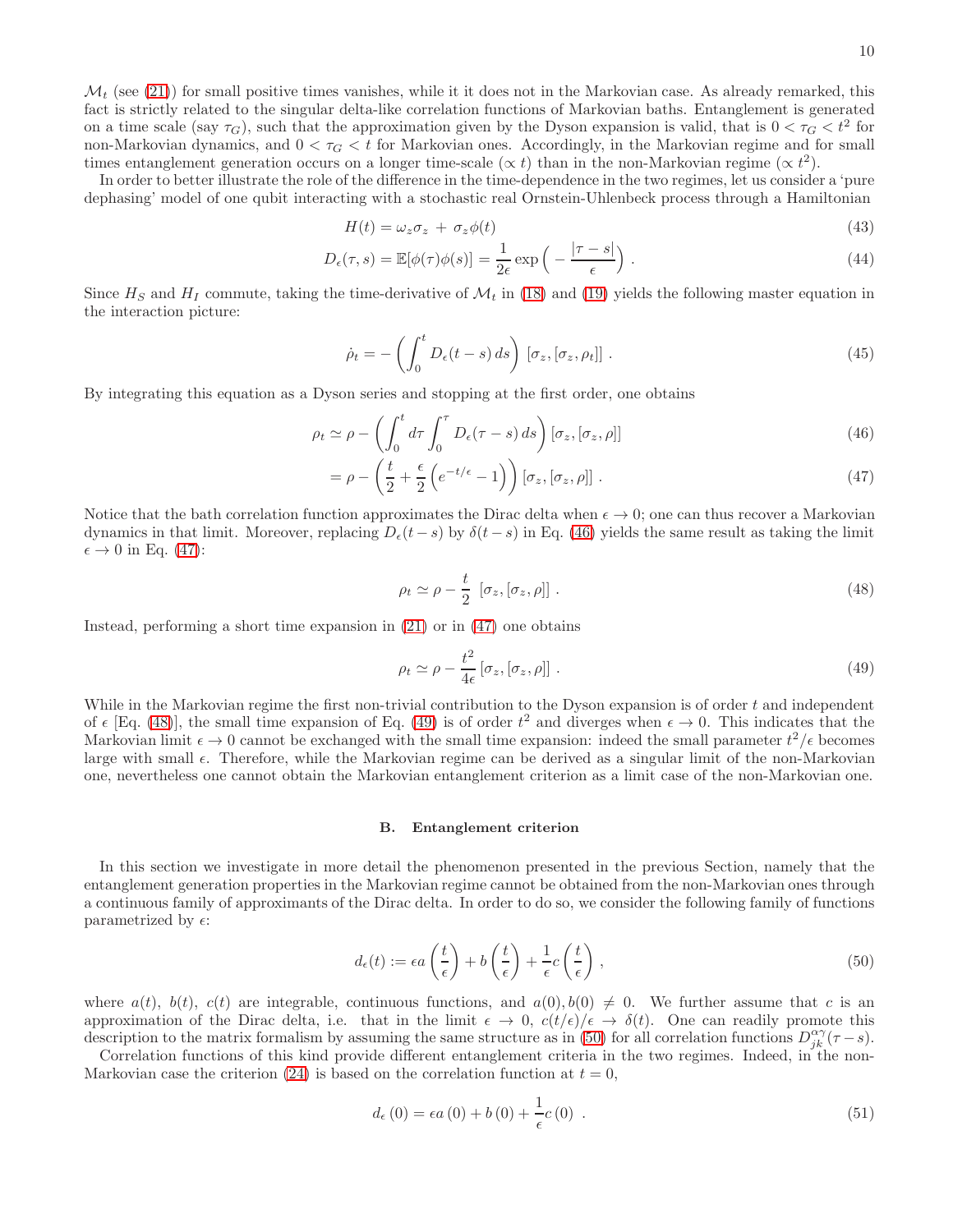$\mathcal{M}_t$ (see (21)) for small positive times vanishes, while it it does not in the Markovian case. As already remarked, this fact is strictly related to the singular delta-like correlation functions of Markovian baths. Entanglement is generated on a time scale (say $\tau_G$), such that the approximation given by the Dyson expansion is valid, that is $0 < \tau_G < t^2$ for non-Markovian dynamics, and $0 < \tau_G < t$ for Markovian ones. Accordingly, in the Markovian regime and for small times entanglement generation occurs on a longer time-scale ($\propto t$) than in the non-Markovian regime ($\propto t^2$).

In order to better illustrate the role of the difference in the time-dependence in the two regimes, let us consider a 'pure dephasing' model of one qubit interacting with a stochastic real Ornstein-Uhlenbeck process through a Hamiltonian

$$H(t) = \omega_z \sigma_z \, + \, \sigma_z \phi(t) \tag{43}$$

$$D_\epsilon(\tau, s) = \mathbb{E}[\phi(\tau)\phi(s)] = \frac{1}{2\epsilon} \exp\Big( - \frac{|\tau - s|}{\epsilon} \Big) \, . \tag{44}$$

Since $H_S$ and $H_I$ commute, taking the time-derivative of $\mathcal{M}_t$ in (18) and (19) yields the following master equation in the interaction picture:

$$\dot{\rho}_t = - \left( \int_0^t D_\epsilon(t-s)\, ds \right) \, [\sigma_z, [\sigma_z, \rho_t]] \, . \tag{45}$$

By integrating this equation as a Dyson series and stopping at the first order, one obtains

$$\rho_t \simeq \rho - \left( \int_0^t d\tau \int_0^\tau D_\epsilon(\tau - s)\, ds \right) [\sigma_z, [\sigma_z, \rho]] \tag{46}$$

$$= \rho - \left( \frac{t}{2} + \frac{\epsilon}{2} \left( e^{-t/\epsilon} - 1 \right) \right) [\sigma_z, [\sigma_z, \rho]] \, . \tag{47}$$

Notice that the bath correlation function approximates the Dirac delta when $\epsilon \to 0$; one can thus recover a Markovian dynamics in that limit. Moreover, replacing $D_\epsilon(t-s)$ by $\delta(t-s)$ in Eq. (46) yields the same result as taking the limit $\epsilon \to 0$ in Eq. (47):

$$\rho_t \simeq \rho - \frac{t}{2} \; [\sigma_z, [\sigma_z, \rho]] \, . \tag{48}$$

Instead, performing a short time expansion in (21) or in (47) one obtains

$$\rho_t \simeq \rho - \frac{t^2}{4\epsilon} [\sigma_z, [\sigma_z, \rho]] \, . \tag{49}$$

While in the Markovian regime the first non-trivial contribution to the Dyson expansion is of order $t$ and independent of $\epsilon$ [Eq. (48)], the small time expansion of Eq. (49) is of order $t^2$ and diverges when $\epsilon \to 0$. This indicates that the Markovian limit $\epsilon \to 0$ cannot be exchanged with the small time expansion: indeed the small parameter $t^2/\epsilon$ becomes large with small $\epsilon$. Therefore, while the Markovian regime can be derived as a singular limit of the non-Markovian one, nevertheless one cannot obtain the Markovian entanglement criterion as a limit case of the non-Markovian one.

### B. Entanglement criterion

In this section we investigate in more detail the phenomenon presented in the previous Section, namely that the entanglement generation properties in the Markovian regime cannot be obtained from the non-Markovian ones through a continuous family of approximants of the Dirac delta. In order to do so, we consider the following family of functions parametrized by $\epsilon$:

$$d_\epsilon(t) := \epsilon a \left( \frac{t}{\epsilon} \right) + b \left( \frac{t}{\epsilon} \right) + \frac{1}{\epsilon} c \left( \frac{t}{\epsilon} \right) \, , \tag{50}$$

where $a(t)$, $b(t)$, $c(t)$ are integrable, continuous functions, and $a(0), b(0) \neq 0$. We further assume that $c$ is an approximation of the Dirac delta, i.e. that in the limit $\epsilon \to 0$, $c(t/\epsilon)/\epsilon \to \delta(t)$. One can readily promote this description to the matrix formalism by assuming the same structure as in (50) for all correlation functions $D^{\alpha\gamma}_{jk}(\tau - s)$.

Correlation functions of this kind provide different entanglement criteria in the two regimes. Indeed, in the non-Markovian case the criterion (24) is based on the correlation function at $t = 0$,

$$d_\epsilon\left(0\right) = \epsilon a\left(0\right) + b\left(0\right) + \frac{1}{\epsilon} c\left(0\right) \ . \tag{51}$$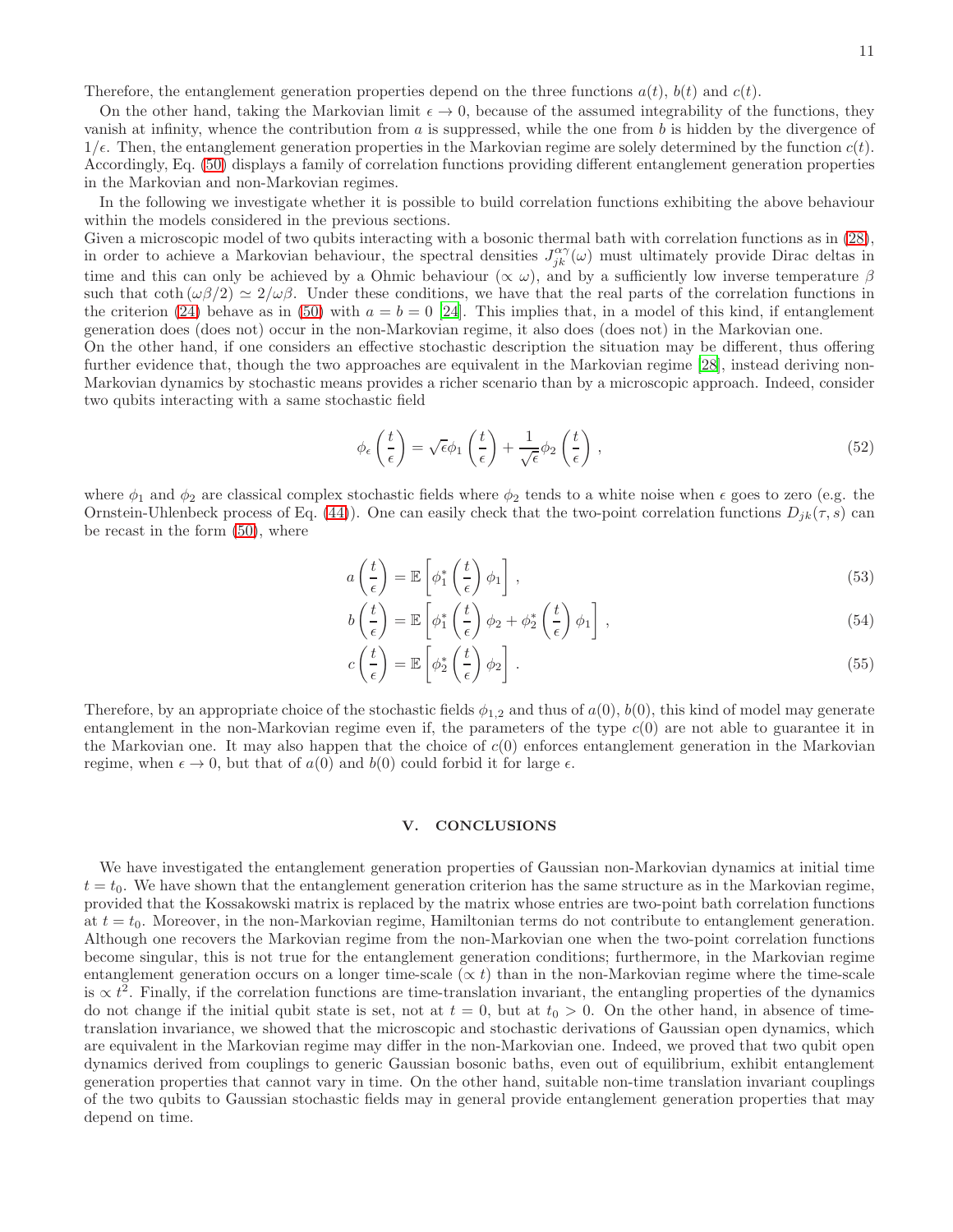Therefore, the entanglement generation properties depend on the three functions $a(t)$, $b(t)$ and $c(t)$.

On the other hand, taking the Markovian limit $\epsilon \to 0$, because of the assumed integrability of the functions, they vanish at infinity, whence the contribution from $a$ is suppressed, while the one from $b$ is hidden by the divergence of $1/\epsilon$. Then, the entanglement generation properties in the Markovian regime are solely determined by the function $c(t)$. Accordingly, Eq. (50) displays a family of correlation functions providing different entanglement generation properties in the Markovian and non-Markovian regimes.

In the following we investigate whether it is possible to build correlation functions exhibiting the above behaviour within the models considered in the previous sections.

Given a microscopic model of two qubits interacting with a bosonic thermal bath with correlation functions as in (28), in order to achieve a Markovian behaviour, the spectral densities $J_{jk}^{\alpha\gamma}(\omega)$ must ultimately provide Dirac deltas in time and this can only be achieved by a Ohmic behaviour ($\propto \omega$), and by a sufficiently low inverse temperature $\beta$ such that $\coth(\omega\beta/2) \simeq 2/\omega\beta$. Under these conditions, we have that the real parts of the correlation functions in the criterion (24) behave as in (50) with $a = b = 0$ [24]. This implies that, in a model of this kind, if entanglement generation does (does not) occur in the non-Markovian regime, it also does (does not) in the Markovian one.

On the other hand, if one considers an effective stochastic description the situation may be different, thus offering further evidence that, though the two approaches are equivalent in the Markovian regime [28], instead deriving non-Markovian dynamics by stochastic means provides a richer scenario than by a microscopic approach. Indeed, consider two qubits interacting with a same stochastic field

$$
\phi_\epsilon\left(\frac{t}{\epsilon}\right) = \sqrt{\epsilon}\phi_1\left(\frac{t}{\epsilon}\right) + \frac{1}{\sqrt{\epsilon}}\phi_2\left(\frac{t}{\epsilon}\right), \tag{52}
$$

where $\phi_1$ and $\phi_2$ are classical complex stochastic fields where $\phi_2$ tends to a white noise when $\epsilon$ goes to zero (e.g. the Ornstein-Uhlenbeck process of Eq. (44)). One can easily check that the two-point correlation functions $D_{jk}(\tau, s)$ can be recast in the form (50), where

$$
a\left(\frac{t}{\epsilon}\right) = \mathbb{E}\left[\phi_1^*\left(\frac{t}{\epsilon}\right)\phi_1\right], \tag{53}
$$

$$
b\left(\frac{t}{\epsilon}\right) = \mathbb{E}\left[\phi_1^*\left(\frac{t}{\epsilon}\right)\phi_2 + \phi_2^*\left(\frac{t}{\epsilon}\right)\phi_1\right], \tag{54}
$$

$$
c\left(\frac{t}{\epsilon}\right) = \mathbb{E}\left[\phi_2^*\left(\frac{t}{\epsilon}\right)\phi_2\right]. \tag{55}
$$

Therefore, by an appropriate choice of the stochastic fields $\phi_{1,2}$ and thus of $a(0)$, $b(0)$, this kind of model may generate entanglement in the non-Markovian regime even if, the parameters of the type $c(0)$ are not able to guarantee it in the Markovian one. It may also happen that the choice of $c(0)$ enforces entanglement generation in the Markovian regime, when $\epsilon \to 0$, but that of $a(0)$ and $b(0)$ could forbid it for large $\epsilon$.

## V. CONCLUSIONS

We have investigated the entanglement generation properties of Gaussian non-Markovian dynamics at initial time $t = t_0$. We have shown that the entanglement generation criterion has the same structure as in the Markovian regime, provided that the Kossakowski matrix is replaced by the matrix whose entries are two-point bath correlation functions at $t = t_0$. Moreover, in the non-Markovian regime, Hamiltonian terms do not contribute to entanglement generation. Although one recovers the Markovian regime from the non-Markovian one when the two-point correlation functions become singular, this is not true for the entanglement generation conditions; furthermore, in the Markovian regime entanglement generation occurs on a longer time-scale ($\propto t$) than in the non-Markovian regime where the time-scale is $\propto t^2$. Finally, if the correlation functions are time-translation invariant, the entangling properties of the dynamics do not change if the initial qubit state is set, not at $t = 0$, but at $t_0 > 0$. On the other hand, in absence of time-translation invariance, we showed that the microscopic and stochastic derivations of Gaussian open dynamics, which are equivalent in the Markovian regime may differ in the non-Markovian one. Indeed, we proved that two qubit open dynamics derived from couplings to generic Gaussian bosonic baths, even out of equilibrium, exhibit entanglement generation properties that cannot vary in time. On the other hand, suitable non-time translation invariant couplings of the two qubits to Gaussian stochastic fields may in general provide entanglement generation properties that may depend on time.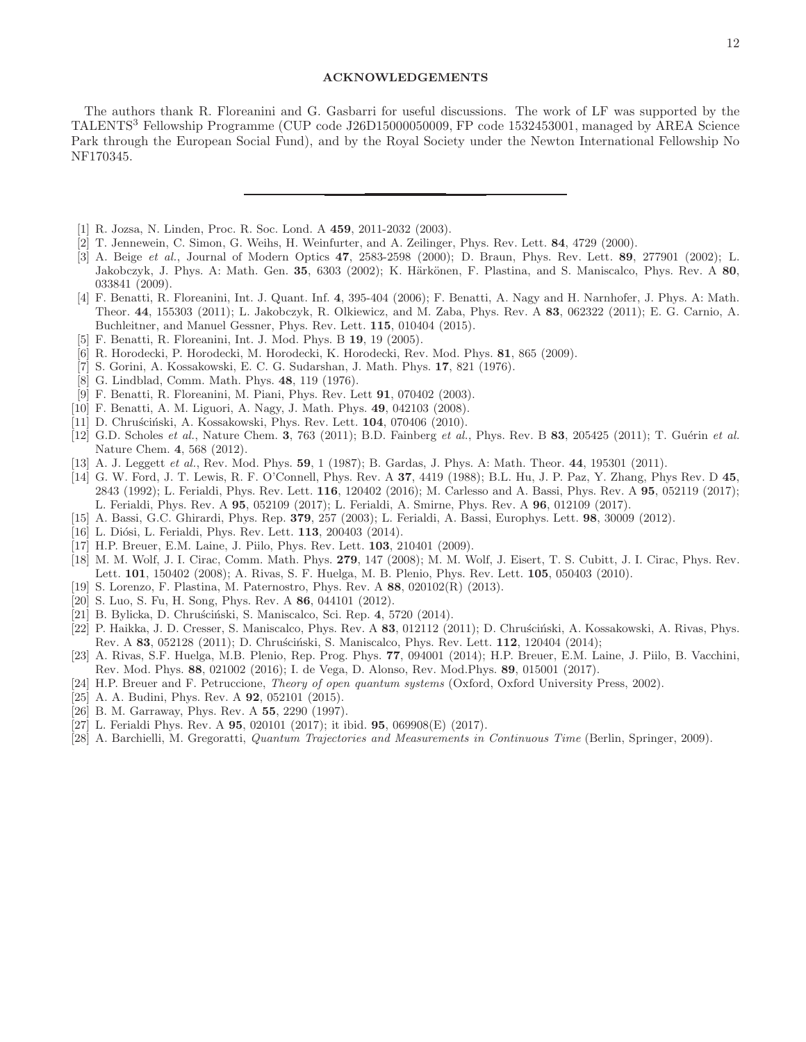## ACKNOWLEDGEMENTS

The authors thank R. Floreanini and G. Gasbarri for useful discussions. The work of LF was supported by the TALENTS$^3$ Fellowship Programme (CUP code J26D15000050009, FP code 1532453001, managed by AREA Science Park through the European Social Fund), and by the Royal Society under the Newton International Fellowship No NF170345.

---

[1] R. Jozsa, N. Linden, Proc. R. Soc. Lond. A **459**, 2011-2032 (2003).
[2] T. Jennewein, C. Simon, G. Weihs, H. Weinfurter, and A. Zeilinger, Phys. Rev. Lett. **84**, 4729 (2000).
[3] A. Beige *et al.*, Journal of Modern Optics **47**, 2583-2598 (2000); D. Braun, Phys. Rev. Lett. **89**, 277901 (2002); L. Jakobczyk, J. Phys. A: Math. Gen. **35**, 6303 (2002); K. Härkönen, F. Plastina, and S. Maniscalco, Phys. Rev. A **80**, 033841 (2009).
[4] F. Benatti, R. Floreanini, Int. J. Quant. Inf. **4**, 395-404 (2006); F. Benatti, A. Nagy and H. Narnhofer, J. Phys. A: Math. Theor. **44**, 155303 (2011); L. Jakobczyk, R. Olkiewicz, and M. Zaba, Phys. Rev. A **83**, 062322 (2011); E. G. Carnio, A. Buchleitner, and Manuel Gessner, Phys. Rev. Lett. **115**, 010404 (2015).
[5] F. Benatti, R. Floreanini, Int. J. Mod. Phys. B **19**, 19 (2005).
[6] R. Horodecki, P. Horodecki, M. Horodecki, K. Horodecki, Rev. Mod. Phys. **81**, 865 (2009).
[7] S. Gorini, A. Kossakowski, E. C. G. Sudarshan, J. Math. Phys. **17**, 821 (1976).
[8] G. Lindblad, Comm. Math. Phys. **48**, 119 (1976).
[9] F. Benatti, R. Floreanini, M. Piani, Phys. Rev. Lett **91**, 070402 (2003).
[10] F. Benatti, A. M. Liguori, A. Nagy, J. Math. Phys. **49**, 042103 (2008).
[11] D. Chruściński, A. Kossakowski, Phys. Rev. Lett. **104**, 070406 (2010).
[12] G.D. Scholes *et al.*, Nature Chem. **3**, 763 (2011); B.D. Fainberg *et al.*, Phys. Rev. B **83**, 205425 (2011); T. Guérin *et al.* Nature Chem. **4**, 568 (2012).
[13] A. J. Leggett *et al.*, Rev. Mod. Phys. **59**, 1 (1987); B. Gardas, J. Phys. A: Math. Theor. **44**, 195301 (2011).
[14] G. W. Ford, J. T. Lewis, R. F. O'Connell, Phys. Rev. A **37**, 4419 (1988); B.L. Hu, J. P. Paz, Y. Zhang, Phys Rev. D **45**, 2843 (1992); L. Ferialdi, Phys. Rev. Lett. **116**, 120402 (2016); M. Carlesso and A. Bassi, Phys. Rev. A **95**, 052119 (2017); L. Ferialdi, Phys. Rev. A **95**, 052109 (2017); L. Ferialdi, A. Smirne, Phys. Rev. A **96**, 012109 (2017).
[15] A. Bassi, G.C. Ghirardi, Phys. Rep. **379**, 257 (2003); L. Ferialdi, A. Bassi, Europhys. Lett. **98**, 30009 (2012).
[16] L. Diósi, L. Ferialdi, Phys. Rev. Lett. **113**, 200403 (2014).
[17] H.P. Breuer, E.M. Laine, J. Piilo, Phys. Rev. Lett. **103**, 210401 (2009).
[18] M. M. Wolf, J. I. Cirac, Comm. Math. Phys. **279**, 147 (2008); M. M. Wolf, J. Eisert, T. S. Cubitt, J. I. Cirac, Phys. Rev. Lett. **101**, 150402 (2008); A. Rivas, S. F. Huelga, M. B. Plenio, Phys. Rev. Lett. **105**, 050403 (2010).
[19] S. Lorenzo, F. Plastina, M. Paternostro, Phys. Rev. A **88**, 020102(R) (2013).
[20] S. Luo, S. Fu, H. Song, Phys. Rev. A **86**, 044101 (2012).
[21] B. Bylicka, D. Chruściński, S. Maniscalco, Sci. Rep. **4**, 5720 (2014).
[22] P. Haikka, J. D. Cresser, S. Maniscalco, Phys. Rev. A **83**, 012112 (2011); D. Chruściński, A. Kossakowski, A. Rivas, Phys. Rev. A **83**, 052128 (2011); D. Chruściński, S. Maniscalco, Phys. Rev. Lett. **112**, 120404 (2014);
[23] A. Rivas, S.F. Huelga, M.B. Plenio, Rep. Prog. Phys. **77**, 094001 (2014); H.P. Breuer, E.M. Laine, J. Piilo, B. Vacchini, Rev. Mod. Phys. **88**, 021002 (2016); I. de Vega, D. Alonso, Rev. Mod.Phys. **89**, 015001 (2017).
[24] H.P. Breuer and F. Petruccione, *Theory of open quantum systems* (Oxford, Oxford University Press, 2002).
[25] A. A. Budini, Phys. Rev. A **92**, 052101 (2015).
[26] B. M. Garraway, Phys. Rev. A **55**, 2290 (1997).
[27] L. Ferialdi Phys. Rev. A **95**, 020101 (2017); it ibid. **95**, 069908(E) (2017).
[28] A. Barchielli, M. Gregoratti, *Quantum Trajectories and Measurements in Continuous Time* (Berlin, Springer, 2009).